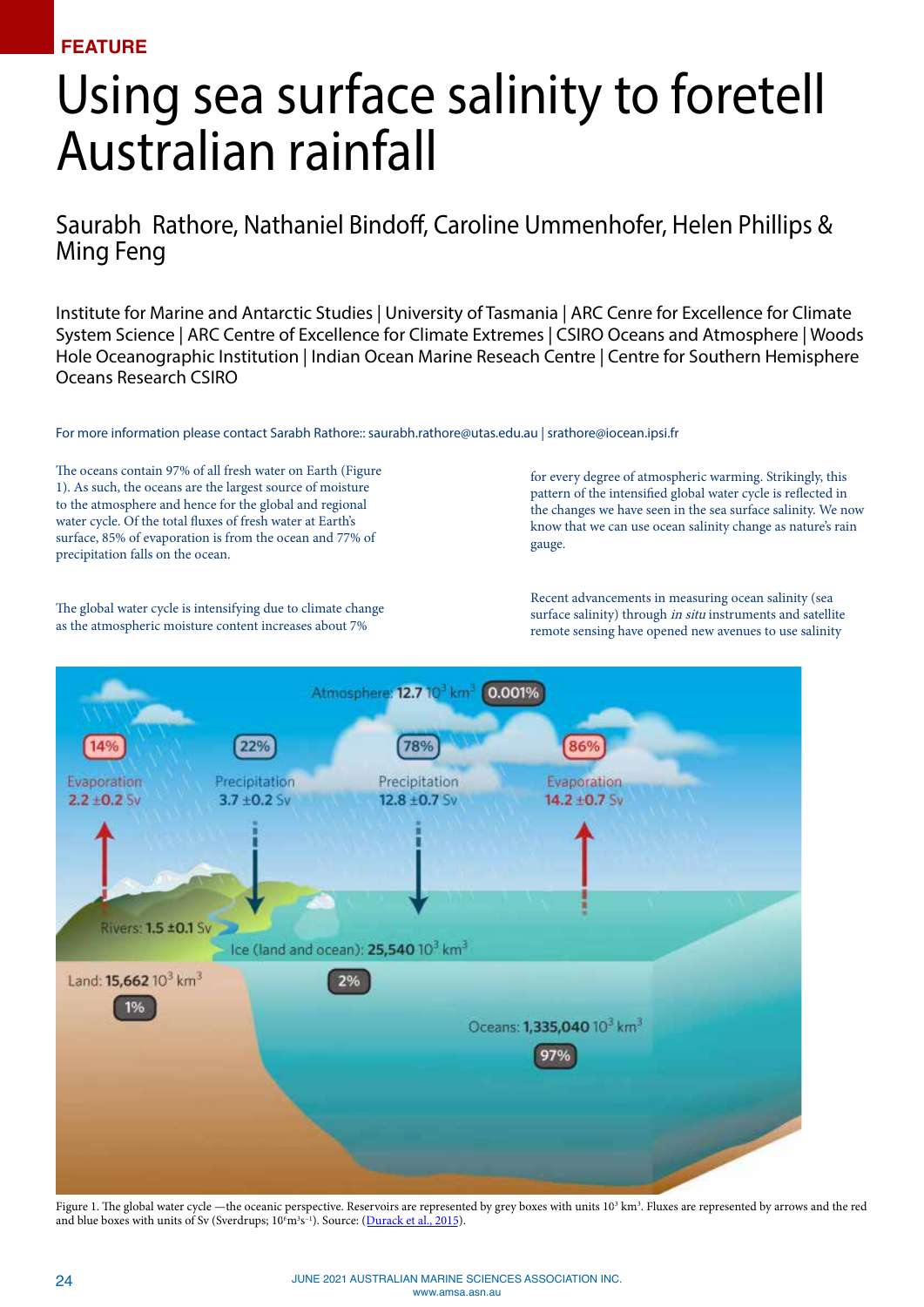FEATURE

# Using sea surface salinity to foretell Australian rainfall

## Saurabh Rathore, Nathaniel Bindoff, Caroline Ummenhofer, Helen Phillips & Ming Feng

Institute for Marine and Antarctic Studies | University of Tasmania | ARC Cenre for Excellence for Climate System Science | ARC Centre of Excellence for Climate Extremes | CSIRO Oceans and Atmosphere | Woods Hole Oceanographic Institution | Indian Ocean Marine Reseach Centre | Centre for Southern Hemisphere Oceans Research CSIRO

For more information please contact Sarabh Rathore:: saurabh.rathore@utas.edu.au | srathore@iocean.ipsi.fr

The oceans contain 97% of all fresh water on Earth (Figure 1). As such, the oceans are the largest source of moisture to the atmosphere and hence for the global and regional water cycle. Of the total fluxes of fresh water at Earth's surface, 85% of evaporation is from the ocean and 77% of precipitation falls on the ocean.

The global water cycle is intensifying due to climate change as the atmospheric moisture content increases about 7% for every degree of atmospheric warming. Strikingly, this pattern of the intensified global water cycle is reflected in the changes we have seen in the sea surface salinity. We now know that we can use ocean salinity change as nature's rain gauge.

Recent advancements in measuring ocean salinity (sea surface salinity) through *in situ* instruments and satellite remote sensing have opened new avenues to use salinity

Figure 1. The global water cycle —the oceanic perspective. Reservoirs are represented by grey boxes with units $10^3$ km³. Fluxes are represented by arrows and the red and blue boxes with units of Sv (Sverdrups; $10^6 m^3 s^{-1}$). Source: (Durack et al., 2015).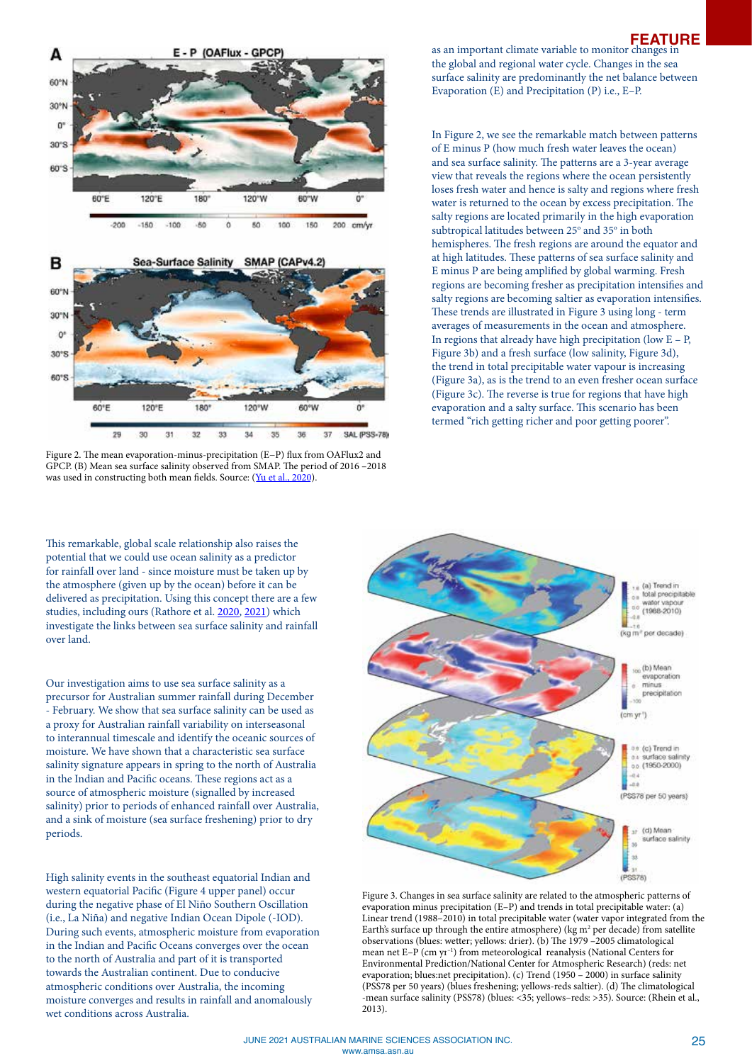as an important climate variable to monitor changes in the global and regional water cycle. Changes in the sea surface salinity are predominantly the net balance between Evaporation (E) and Precipitation (P) i.e., E–P.

In Figure 2, we see the remarkable match between patterns of E minus P (how much fresh water leaves the ocean) and sea surface salinity. The patterns are a 3-year average view that reveals the regions where the ocean persistently loses fresh water and hence is salty and regions where fresh water is returned to the ocean by excess precipitation. The salty regions are located primarily in the high evaporation subtropical latitudes between 25° and 35° in both hemispheres. The fresh regions are around the equator and at high latitudes. These patterns of sea surface salinity and E minus P are being amplified by global warming. Fresh regions are becoming fresher as precipitation intensifies and salty regions are becoming saltier as evaporation intensifies. These trends are illustrated in Figure 3 using long - term averages of measurements in the ocean and atmosphere. In regions that already have high precipitation (low E – P, Figure 3b) and a fresh surface (low salinity, Figure 3d), the trend in total precipitable water vapour is increasing (Figure 3a), as is the trend to an even fresher ocean surface (Figure 3c). The reverse is true for regions that have high evaporation and a salty surface. This scenario has been termed "rich getting richer and poor getting poorer".

Figure 2. The mean evaporation-minus-precipitation (E–P) flux from OAFlux2 and GPCP. (B) Mean sea surface salinity observed from SMAP. The period of 2016 –2018 was used in constructing both mean fields. Source: (Yu et al., 2020).

This remarkable, global scale relationship also raises the potential that we could use ocean salinity as a predictor for rainfall over land - since moisture must be taken up by the atmosphere (given up by the ocean) before it can be delivered as precipitation. Using this concept there are a few studies, including ours (Rathore et al. 2020, 2021) which investigate the links between sea surface salinity and rainfall over land.

Our investigation aims to use sea surface salinity as a precursor for Australian summer rainfall during December - February. We show that sea surface salinity can be used as a proxy for Australian rainfall variability on interseasonal to interannual timescale and identify the oceanic sources of moisture. We have shown that a characteristic sea surface salinity signature appears in spring to the north of Australia in the Indian and Pacific oceans. These regions act as a source of atmospheric moisture (signalled by increased salinity) prior to periods of enhanced rainfall over Australia, and a sink of moisture (sea surface freshening) prior to dry periods.

High salinity events in the southeast equatorial Indian and western equatorial Pacific (Figure 4 upper panel) occur during the negative phase of El Niño Southern Oscillation (i.e., La Niña) and negative Indian Ocean Dipole (-IOD). During such events, atmospheric moisture from evaporation in the Indian and Pacific Oceans converges over the ocean to the north of Australia and part of it is transported towards the Australian continent. Due to conducive atmospheric conditions over Australia, the incoming moisture converges and results in rainfall and anomalously wet conditions across Australia.

Figure 3. Changes in sea surface salinity are related to the atmospheric patterns of evaporation minus precipitation (E–P) and trends in total precipitable water: (a) Linear trend (1988–2010) in total precipitable water (water vapor integrated from the Earth's surface up through the entire atmosphere) (kg m$^2$ per decade) from satellite observations (blues: wetter; yellows: drier). (b) The 1979 –2005 climatological mean net E–P (cm yr$^{-1}$) from meteorological reanalysis (National Centers for Environmental Prediction/National Center for Atmospheric Research) (reds: net evaporation; blues:net precipitation). (c) Trend (1950 – 2000) in surface salinity (PSS78 per 50 years) (blues freshening; yellows-reds saltier). (d) The climatological -mean surface salinity (PSS78) (blues: <35; yellows–reds: >35). Source: (Rhein et al., 2013).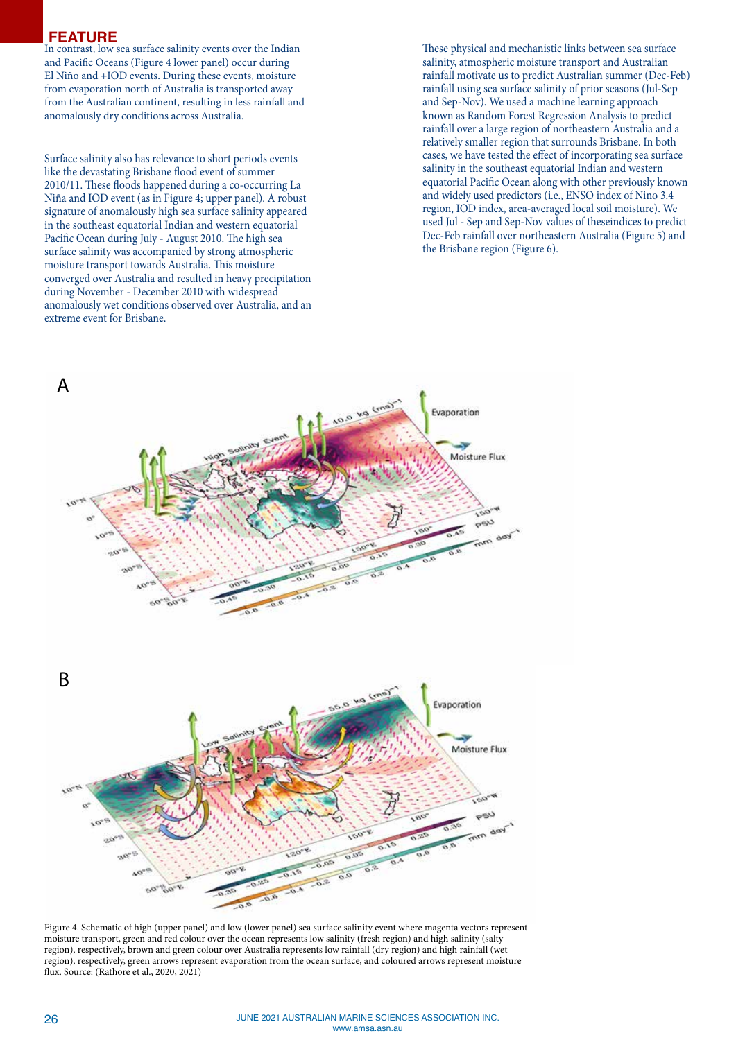In contrast, low sea surface salinity events over the Indian and Pacific Oceans (Figure 4 lower panel) occur during El Niño and +IOD events. During these events, moisture from evaporation north of Australia is transported away from the Australian continent, resulting in less rainfall and anomalously dry conditions across Australia.

Surface salinity also has relevance to short periods events like the devastating Brisbane flood event of summer 2010/11. These floods happened during a co-occurring La Niña and IOD event (as in Figure 4; upper panel). A robust signature of anomalously high sea surface salinity appeared in the southeast equatorial Indian and western equatorial Pacific Ocean during July - August 2010. The high sea surface salinity was accompanied by strong atmospheric moisture transport towards Australia. This moisture converged over Australia and resulted in heavy precipitation during November - December 2010 with widespread anomalously wet conditions observed over Australia, and an extreme event for Brisbane.

These physical and mechanistic links between sea surface salinity, atmospheric moisture transport and Australian rainfall motivate us to predict Australian summer (Dec-Feb) rainfall using sea surface salinity of prior seasons (Jul-Sep and Sep-Nov). We used a machine learning approach known as Random Forest Regression Analysis to predict rainfall over a large region of northeastern Australia and a relatively smaller region that surrounds Brisbane. In both cases, we have tested the effect of incorporating sea surface salinity in the southeast equatorial Indian and western equatorial Pacific Ocean along with other previously known and widely used predictors (i.e., ENSO index of Nino 3.4 region, IOD index, area-averaged local soil moisture). We used Jul - Sep and Sep-Nov values of theseindices to predict Dec-Feb rainfall over northeastern Australia (Figure 5) and the Brisbane region (Figure 6).

Figure 4. Schematic of high (upper panel) and low (lower panel) sea surface salinity event where magenta vectors represent moisture transport, green and red colour over the ocean represents low salinity (fresh region) and high salinity (salty region), respectively, brown and green colour over Australia represents low rainfall (dry region) and high rainfall (wet region), respectively, green arrows represent evaporation from the ocean surface, and coloured arrows represent moisture flux. Source: (Rathore et al., 2020, 2021)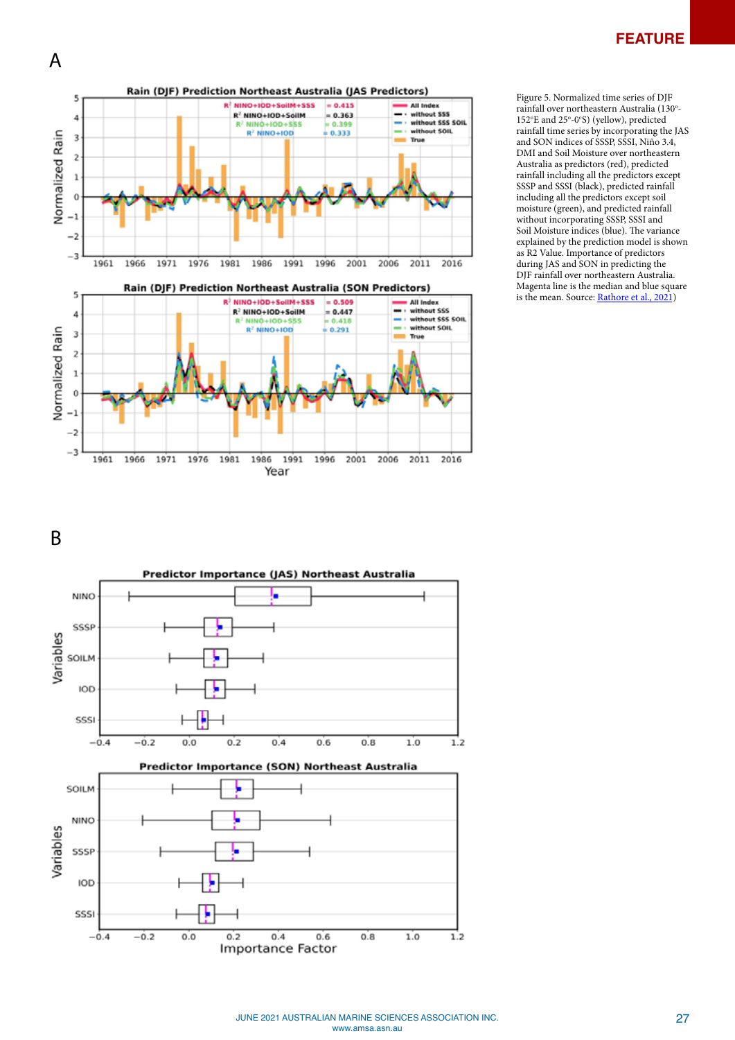Figure 5. Normalized time series of DJF rainfall over northeastern Australia (130°-152°E and 25°-0°S) (yellow), predicted rainfall time series by incorporating the JAS and SON indices of SSSP, SSSI, Niño 3.4, DMI and Soil Moisture over northeastern Australia as predictors (red), predicted rainfall including all the predictors except SSSP and SSSI (black), predicted rainfall including all the predictors except soil moisture (green), and predicted rainfall without incorporating SSSP, SSSI and Soil Moisture indices (blue). The variance explained by the prediction model is shown as R2 Value. Importance of predictors during JAS and SON in predicting the DJF rainfall over northeastern Australia. Magenta line is the median and blue square is the mean. Source: [Rathore et al., 2021](#)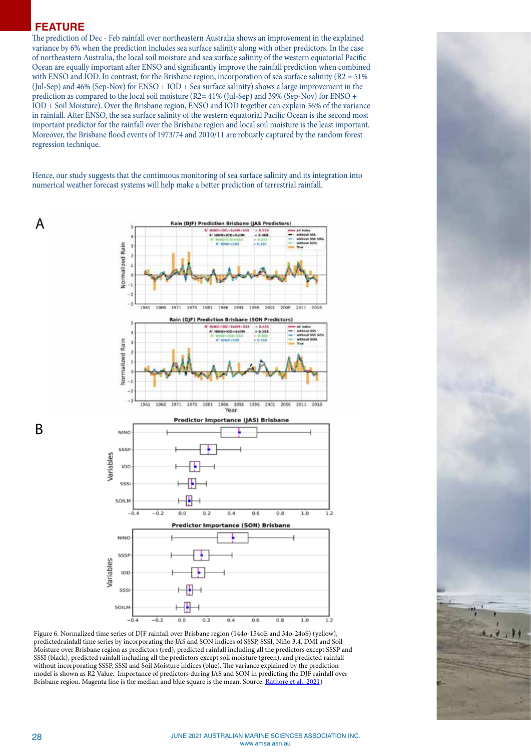## FEATURE

The prediction of Dec - Feb rainfall over northeastern Australia shows an improvement in the explained variance by 6% when the prediction includes sea surface salinity along with other predictors. In the case of northeastern Australia, the local soil moisture and sea surface salinity of the western equatorial Pacific Ocean are equally important after ENSO and significantly improve the rainfall prediction when combined with ENSO and IOD. In contrast, for the Brisbane region, incorporation of sea surface salinity (R2 = 51% (Jul-Sep) and 46% (Sep-Nov) for ENSO + IOD + Sea surface salinity) shows a large improvement in the prediction as compared to the local soil moisture (R2= 41% (Jul-Sep) and 39% (Sep-Nov) for ENSO + IOD + Soil Moisture). Over the Brisbane region, ENSO and IOD together can explain 36% of the variance in rainfall. After ENSO, the sea surface salinity of the western equatorial Pacific Ocean is the second most important predictor for the rainfall over the Brisbane region and local soil moisture is the least important. Moreover, the Brisbane flood events of 1973/74 and 2010/11 are robustly captured by the random forest regression technique.

Hence, our study suggests that the continuous monitoring of sea surface salinity and its integration into numerical weather forecast systems will help make a better prediction of terrestrial rainfall.

A

Rain (DJF) Prediction Brisbane (JAS Predictors)

R² NINO+IOD+SoilM+SSS = 0.519
R² NINO+IOD+SoilM = 0.408
R² NINO+IOD+SSS = 0.511
R² NINO+IOD = 0.367

All index
without SSS
without SSS SOIL
without SOIL
True

Normalized Rain

Rain (DJF) Prediction Brisbane (SON Predictors)

R² NINO+IOD+SoilM+SSS = 0.451
R² NINO+IOD+SoilM = 0.393
R² NINO+IOD+SSS = 0.456
R² NINO+IOD = 0.358

All index
without SSS
without SSS SOIL
without SOIL
True

Normalized Rain

1961 1966 1971 1976 1981 1986 1991 1996 2001 2006 2011 2016

Year

B

Predictor Importance (JAS) Brisbane

Variables: NINO, SSSP, IOD, SSSI, SOILM

−0.4 −0.2 0.0 0.2 0.4 0.6 0.8 1.0 1.2

Predictor Importance (SON) Brisbane

Variables: NINO, SSSP, IOD, SSSI, SOILM

−0.4 −0.2 0.0 0.2 0.4 0.6 0.8 1.0 1.2

Figure 6. Normalized time series of DJF rainfall over Brisbane region (144o-154oE and 34o-24oS) (yellow), predictedrainfall time series by incorporating the JAS and SON indices of SSSP, SSSI, Niño 3.4, DMI and Soil Moisture over Brisbane region as predictors (red), predicted rainfall including all the predictors except SSSP and SSSI (black), predicted rainfall including all the predictors except soil moisture (green), and predicted rainfall without incorporating SSSP, SSSI and Soil Moisture indices (blue). The variance explained by the prediction model is shown as R2 Value. Importance of predictors during JAS and SON in predicting the DJF rainfall over Brisbane region. Magenta line is the median and blue square is the mean. Source: Rathore et al., 2021)